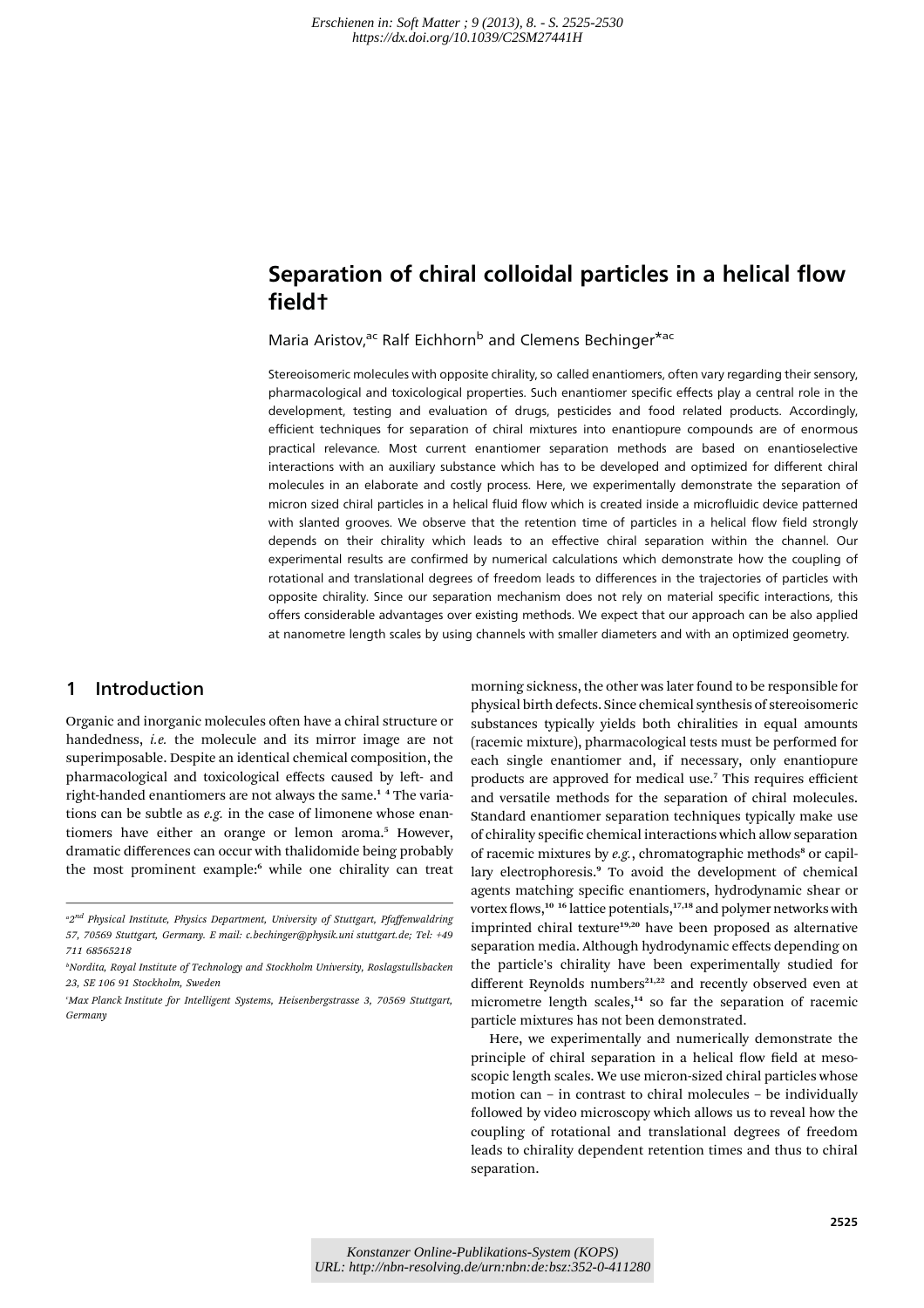# Separation of chiral colloidal particles in a helical flow field†

Maria Aristov,[ac] Ralf Eichhorn[b] and Clemens Bechinger*[ac]

Stereoisomeric molecules with opposite chirality, so called enantiomers, often vary regarding their sensory, pharmacological and toxicological properties. Such enantiomer specific effects play a central role in the development, testing and evaluation of drugs, pesticides and food related products. Accordingly, efficient techniques for separation of chiral mixtures into enantiopure compounds are of enormous practical relevance. Most current enantiomer separation methods are based on enantioselective interactions with an auxiliary substance which has to be developed and optimized for different chiral molecules in an elaborate and costly process. Here, we experimentally demonstrate the separation of micron sized chiral particles in a helical fluid flow which is created inside a microfluidic device patterned with slanted grooves. We observe that the retention time of particles in a helical flow field strongly depends on their chirality which leads to an effective chiral separation within the channel. Our experimental results are confirmed by numerical calculations which demonstrate how the coupling of rotational and translational degrees of freedom leads to differences in the trajectories of particles with opposite chirality. Since our separation mechanism does not rely on material specific interactions, this offers considerable advantages over existing methods. We expect that our approach can be also applied at nanometre length scales by using channels with smaller diameters and with an optimized geometry.

## 1 Introduction

Organic and inorganic molecules often have a chiral structure or handedness, *i.e.* the molecule and its mirror image are not superimposable. Despite an identical chemical composition, the pharmacological and toxicological effects caused by left- and right-handed enantiomers are not always the same.[1–4] The variations can be subtle as *e.g.* in the case of limonene whose enantiomers have either an orange or lemon aroma.[5] However, dramatic differences can occur with thalidomide being probably the most prominent example:[6] while one chirality can treat morning sickness, the other was later found to be responsible for physical birth defects. Since chemical synthesis of stereoisomeric substances typically yields both chiralities in equal amounts (racemic mixture), pharmacological tests must be performed for each single enantiomer and, if necessary, only enantiopure products are approved for medical use.[7] This requires efficient and versatile methods for the separation of chiral molecules. Standard enantiomer separation techniques typically make use of chirality specific chemical interactions which allow separation of racemic mixtures by *e.g.*, chromatographic methods[8] or capillary electrophoresis.[9] To avoid the development of chemical agents matching specific enantiomers, hydrodynamic shear or vortex flows,[10–16] lattice potentials,[17,18] and polymer networks with imprinted chiral texture[19,20] have been proposed as alternative separation media. Although hydrodynamic effects depending on the particle's chirality have been experimentally studied for different Reynolds numbers[21,22] and recently observed even at micrometre length scales,[14] so far the separation of racemic particle mixtures has not been demonstrated.

Here, we experimentally and numerically demonstrate the principle of chiral separation in a helical flow field at mesoscopic length scales. We use micron-sized chiral particles whose motion can – in contrast to chiral molecules – be individually followed by video microscopy which allows us to reveal how the coupling of rotational and translational degrees of freedom leads to chirality dependent retention times and thus to chiral separation.

---

[a] 2nd Physical Institute, Physics Department, University of Stuttgart, Pfaffenwaldring 57, 70569 Stuttgart, Germany. E mail: c.bechinger@physik.uni stuttgart.de; Tel: +49 711 68565218

[b] Nordita, Royal Institute of Technology and Stockholm University, Roslagstullsbacken 23, SE 106 91 Stockholm, Sweden

[c] Max Planck Institute for Intelligent Systems, Heisenbergstrasse 3, 70569 Stuttgart, Germany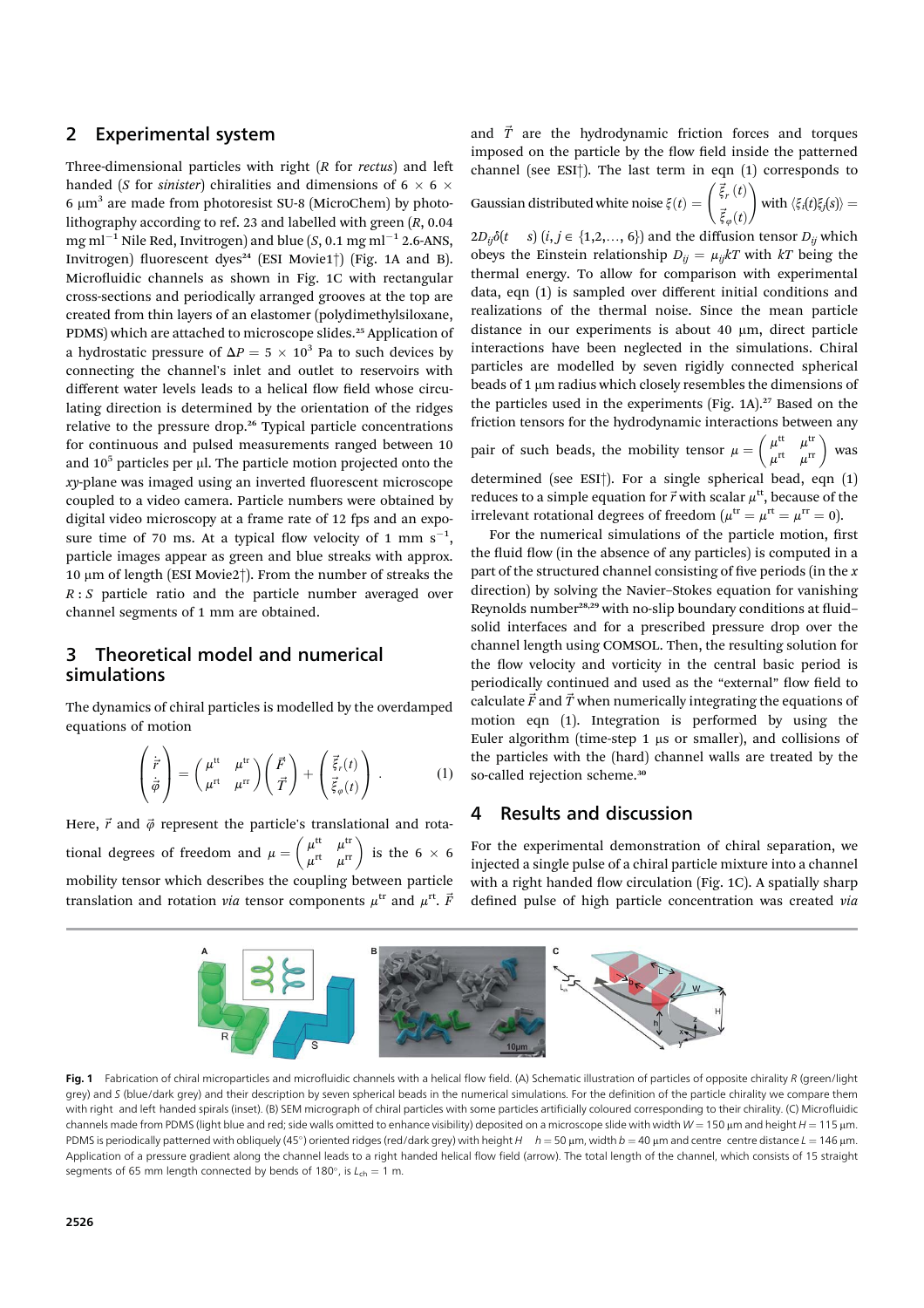## 2 Experimental system

Three-dimensional particles with right (*R* for *rectus*) and left handed (*S* for *sinister*) chiralities and dimensions of $6 \times 6 \times 6\ \mu m^3$ are made from photoresist SU-8 (MicroChem) by photolithography according to ref. 23 and labelled with green (*R*, 0.04 mg ml$^{-1}$ Nile Red, Invitrogen) and blue (*S*, 0.1 mg ml$^{-1}$ 2.6-ANS, Invitrogen) fluorescent dyes[24] (ESI Movie1†) (Fig. 1A and B). Microfluidic channels as shown in Fig. 1C with rectangular cross-sections and periodically arranged grooves at the top are created from thin layers of an elastomer (polydimethylsiloxane, PDMS) which are attached to microscope slides.[25] Application of a hydrostatic pressure of $\Delta P = 5 \times 10^3$ Pa to such devices by connecting the channel's inlet and outlet to reservoirs with different water levels leads to a helical flow field whose circulating direction is determined by the orientation of the ridges relative to the pressure drop.[26] Typical particle concentrations for continuous and pulsed measurements ranged between 10 and $10^5$ particles per μl. The particle motion projected onto the *xy*-plane was imaged using an inverted fluorescent microscope coupled to a video camera. Particle numbers were obtained by digital video microscopy at a frame rate of 12 fps and an exposure time of 70 ms. At a typical flow velocity of 1 mm s$^{-1}$, particle images appear as green and blue streaks with approx. 10 μm of length (ESI Movie2†). From the number of streaks the *R* : *S* particle ratio and the particle number averaged over channel segments of 1 mm are obtained.

## 3 Theoretical model and numerical simulations

The dynamics of chiral particles is modelled by the overdamped equations of motion

$$\begin{pmatrix} \dot{\vec{r}} \\ \dot{\vec{\varphi}} \end{pmatrix} = \begin{pmatrix} \mu^{tt} & \mu^{tr} \\ \mu^{rt} & \mu^{rr} \end{pmatrix} \begin{pmatrix} \vec{F} \\ \vec{T} \end{pmatrix} + \begin{pmatrix} \vec{\xi}_r(t) \\ \vec{\xi}_\varphi(t) \end{pmatrix}. \tag{1}$$

Here, $\vec{r}$ and $\vec{\varphi}$ represent the particle's translational and rotational degrees of freedom and $\mu = \begin{pmatrix} \mu^{tt} & \mu^{tr} \\ \mu^{rt} & \mu^{rr} \end{pmatrix}$ is the $6 \times 6$ mobility tensor which describes the coupling between particle translation and rotation *via* tensor components $\mu^{tr}$ and $\mu^{rt}$. $\vec{F}$ and $\vec{T}$ are the hydrodynamic friction forces and torques imposed on the particle by the flow field inside the patterned channel (see ESI†). The last term in eqn (1) corresponds to Gaussian distributed white noise $\xi(t) = \begin{pmatrix} \vec{\xi}_r(t) \\ \vec{\xi}_\varphi(t) \end{pmatrix}$ with $\langle \xi_i(t)\xi_j(s) \rangle = 2D_{ij}\delta(t - s)$ $(i,j \in \{1,2,\ldots,6\})$ and the diffusion tensor $D_{ij}$ which obeys the Einstein relationship $D_{ij} = \mu_{ij}kT$ with $kT$ being the thermal energy. To allow for comparison with experimental data, eqn (1) is sampled over different initial conditions and realizations of the thermal noise. Since the mean particle distance in our experiments is about 40 μm, direct particle interactions have been neglected in the simulations. Chiral particles are modelled by seven rigidly connected spherical beads of 1 μm radius which closely resembles the dimensions of the particles used in the experiments (Fig. 1A).[27] Based on the friction tensors for the hydrodynamic interactions between any pair of such beads, the mobility tensor $\mu = \begin{pmatrix} \mu^{tt} & \mu^{tr} \\ \mu^{rt} & \mu^{rr} \end{pmatrix}$ was determined (see ESI†). For a single spherical bead, eqn (1) reduces to a simple equation for $\vec{r}$ with scalar $\mu^{tt}$, because of the irrelevant rotational degrees of freedom ($\mu^{tr} = \mu^{rt} = \mu^{rr} = 0$).

For the numerical simulations of the particle motion, first the fluid flow (in the absence of any particles) is computed in a part of the structured channel consisting of five periods (in the *x* direction) by solving the Navier–Stokes equation for vanishing Reynolds number[28,29] with no-slip boundary conditions at fluid–solid interfaces and for a prescribed pressure drop over the channel length using COMSOL. Then, the resulting solution for the flow velocity and vorticity in the central basic period is periodically continued and used as the "external" flow field to calculate $\vec{F}$ and $\vec{T}$ when numerically integrating the equations of motion eqn (1). Integration is performed by using the Euler algorithm (time-step 1 μs or smaller), and collisions of the particles with the (hard) channel walls are treated by the so-called rejection scheme.[30]

## 4 Results and discussion

For the experimental demonstration of chiral separation, we injected a single pulse of a chiral particle mixture into a channel with a right handed flow circulation (Fig. 1C). A spatially sharp defined pulse of high particle concentration was created *via*

**Fig. 1** Fabrication of chiral microparticles and microfluidic channels with a helical flow field. (A) Schematic illustration of particles of opposite chirality *R* (green/light grey) and *S* (blue/dark grey) and their description by seven spherical beads in the numerical simulations. For the definition of the particle chirality we compare them with right and left handed spirals (inset). (B) SEM micrograph of chiral particles with some particles artificially coloured corresponding to their chirality. (C) Microfluidic channels made from PDMS (light blue and red; side walls omitted to enhance visibility) deposited on a microscope slide with width $W = 150$ μm and height $H = 115$ μm. PDMS is periodically patterned with obliquely (45°) oriented ridges (red/dark grey) with height $H - h = 50$ μm, width $b = 40$ μm and centre–centre distance $L = 146$ μm. Application of a pressure gradient along the channel leads to a right handed helical flow field (arrow). The total length of the channel, which consists of 15 straight segments of 65 mm length connected by bends of 180°, is $L_{ch} = 1$ m.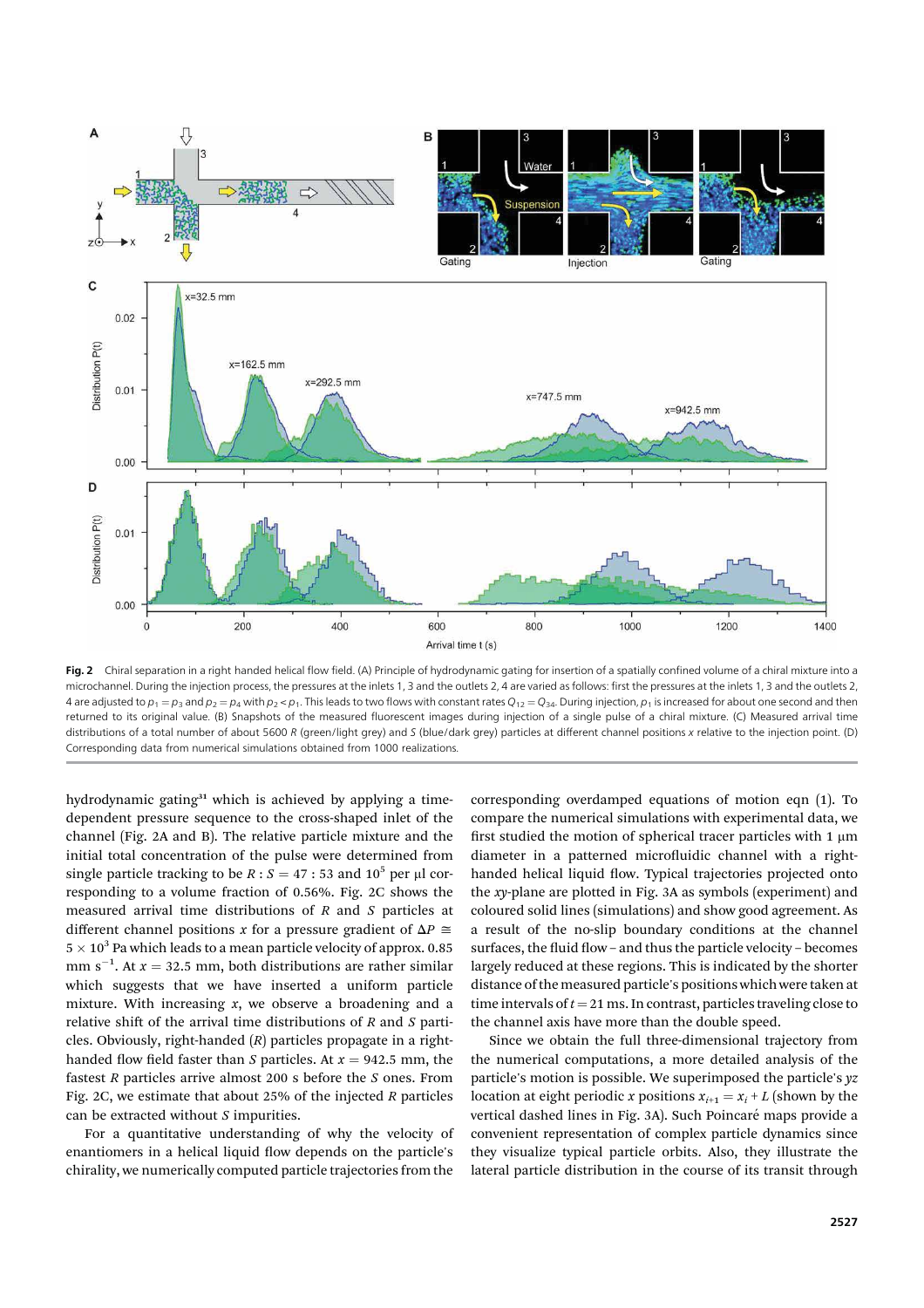**Fig. 2** Chiral separation in a right handed helical flow field. (A) Principle of hydrodynamic gating for insertion of a spatially confined volume of a chiral mixture into a microchannel. During the injection process, the pressures at the inlets 1, 3 and the outlets 2, 4 are varied as follows: first the pressures at the inlets 1, 3 and the outlets 2, 4 are adjusted to $p_1 = p_3$ and $p_2 = p_4$ with $p_2 < p_1$. This leads to two flows with constant rates $Q_{12} = Q_{34}$. During injection, $p_1$ is increased for about one second and then returned to its original value. (B) Snapshots of the measured fluorescent images during injection of a single pulse of a chiral mixture. (C) Measured arrival time distributions of a total number of about 5600 *R* (green/light grey) and *S* (blue/dark grey) particles at different channel positions *x* relative to the injection point. (D) Corresponding data from numerical simulations obtained from 1000 realizations.

hydrodynamic gating[31] which is achieved by applying a time-dependent pressure sequence to the cross-shaped inlet of the channel (Fig. 2A and B). The relative particle mixture and the initial total concentration of the pulse were determined from single particle tracking to be $R : S = 47 : 53$ and $10^5$ per µl corresponding to a volume fraction of 0.56%. Fig. 2C shows the measured arrival time distributions of *R* and *S* particles at different channel positions *x* for a pressure gradient of $\Delta P \cong 5 \times 10^3$ Pa which leads to a mean particle velocity of approx. 0.85 mm s$^{-1}$. At $x = 32.5$ mm, both distributions are rather similar which suggests that we have inserted a uniform particle mixture. With increasing *x*, we observe a broadening and a relative shift of the arrival time distributions of *R* and *S* particles. Obviously, right-handed (*R*) particles propagate in a right-handed flow field faster than *S* particles. At $x = 942.5$ mm, the fastest *R* particles arrive almost 200 s before the *S* ones. From Fig. 2C, we estimate that about 25% of the injected *R* particles can be extracted without *S* impurities.

For a quantitative understanding of why the velocity of enantiomers in a helical liquid flow depends on the particle's chirality, we numerically computed particle trajectories from the corresponding overdamped equations of motion eqn (1). To compare the numerical simulations with experimental data, we first studied the motion of spherical tracer particles with 1 µm diameter in a patterned microfluidic channel with a right-handed helical liquid flow. Typical trajectories projected onto the *xy*-plane are plotted in Fig. 3A as symbols (experiment) and coloured solid lines (simulations) and show good agreement. As a result of the no-slip boundary conditions at the channel surfaces, the fluid flow – and thus the particle velocity – becomes largely reduced at these regions. This is indicated by the shorter distance of the measured particle's positions which were taken at time intervals of $t = 21$ ms. In contrast, particles traveling close to the channel axis have more than the double speed.

Since we obtain the full three-dimensional trajectory from the numerical computations, a more detailed analysis of the particle's motion is possible. We superimposed the particle's *yz* location at eight periodic *x* positions $x_{i+1} = x_i + L$ (shown by the vertical dashed lines in Fig. 3A). Such Poincaré maps provide a convenient representation of complex particle dynamics since they visualize typical particle orbits. Also, they illustrate the lateral particle distribution in the course of its transit through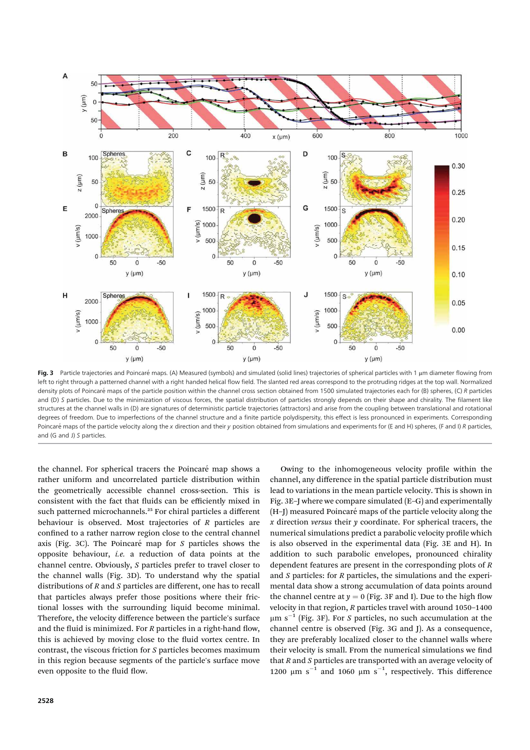**Fig. 3** Particle trajectories and Poincaré maps. (A) Measured (symbols) and simulated (solid lines) trajectories of spherical particles with 1 μm diameter flowing from left to right through a patterned channel with a right handed helical flow field. The slanted red areas correspond to the protruding ridges at the top wall. Normalized density plots of Poincaré maps of the particle position within the channel cross section obtained from 1500 simulated trajectories each for (B) spheres, (C) *R* particles and (D) *S* particles. Due to the minimization of viscous forces, the spatial distribution of particles strongly depends on their shape and chirality. The filament like structures at the channel walls in (D) are signatures of deterministic particle trajectories (attractors) and arise from the coupling between translational and rotational degrees of freedom. Due to imperfections of the channel structure and a finite particle polydispersity, this effect is less pronounced in experiments. Corresponding Poincaré maps of the particle velocity along the *x* direction and their *y* position obtained from simulations and experiments for (E and H) spheres, (F and I) *R* particles, and (G and J) *S* particles.

the channel. For spherical tracers the Poincaré map shows a rather uniform and uncorrelated particle distribution within the geometrically accessible channel cross-section. This is consistent with the fact that fluids can be efficiently mixed in such patterned microchannels.[25] For chiral particles a different behaviour is observed. Most trajectories of *R* particles are confined to a rather narrow region close to the central channel axis (Fig. 3C). The Poincaré map for *S* particles shows the opposite behaviour, *i.e.* a reduction of data points at the channel centre. Obviously, *S* particles prefer to travel closer to the channel walls (Fig. 3D). To understand why the spatial distributions of *R* and *S* particles are different, one has to recall that particles always prefer those positions where their frictional losses with the surrounding liquid become minimal. Therefore, the velocity difference between the particle's surface and the fluid is minimized. For *R* particles in a right-hand flow, this is achieved by moving close to the fluid vortex centre. In contrast, the viscous friction for *S* particles becomes maximum in this region because segments of the particle's surface move even opposite to the fluid flow.

Owing to the inhomogeneous velocity profile within the channel, any difference in the spatial particle distribution must lead to variations in the mean particle velocity. This is shown in Fig. 3E–J where we compare simulated (E–G) and experimentally (H–J) measured Poincaré maps of the particle velocity along the *x* direction *versus* their *y* coordinate. For spherical tracers, the numerical simulations predict a parabolic velocity profile which is also observed in the experimental data (Fig. 3E and H). In addition to such parabolic envelopes, pronounced chirality dependent features are present in the corresponding plots of *R* and *S* particles: for *R* particles, the simulations and the experimental data show a strong accumulation of data points around the channel centre at $y = 0$ (Fig. 3F and I). Due to the high flow velocity in that region, *R* particles travel with around 1050–1400 μm s$^{-1}$ (Fig. 3F). For *S* particles, no such accumulation at the channel centre is observed (Fig. 3G and J). As a consequence, they are preferably localized closer to the channel walls where their velocity is small. From the numerical simulations we find that *R* and *S* particles are transported with an average velocity of 1200 μm s$^{-1}$ and 1060 μm s$^{-1}$, respectively. This difference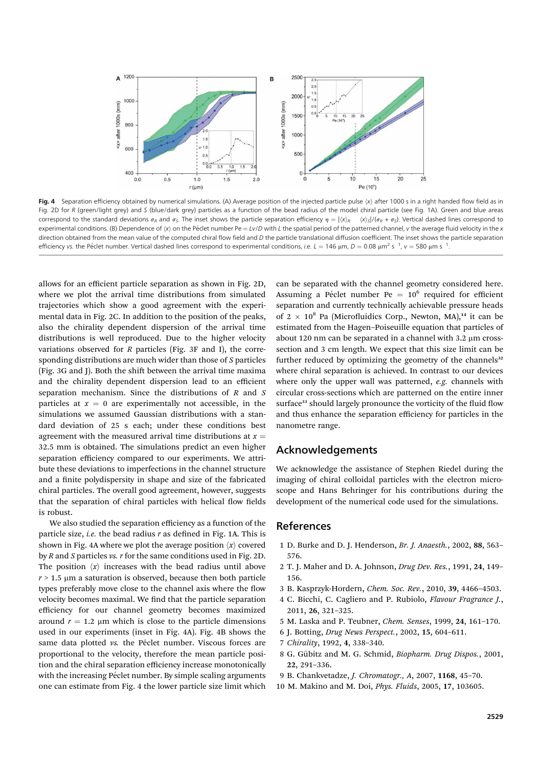**Fig. 4** Separation efficiency obtained by numerical simulations. (A) Average position of the injected particle pulse $\langle x \rangle$ after 1000 s in a right handed flow field as in Fig. 2D for *R* (green/light grey) and *S* (blue/dark grey) particles as a function of the bead radius of the model chiral particle (see Fig. 1A). Green and blue areas correspond to the standard deviations $\sigma_R$ and $\sigma_S$. The inset shows the particle separation efficiency $\eta = |\langle x \rangle_R - \langle x \rangle_S|/(\sigma_R + \sigma_S)$. Vertical dashed lines correspond to experimental conditions. (B) Dependence of $\langle x \rangle$ on the Péclet number Pe = $Lv/D$ with $L$ the spatial period of the patterned channel, $v$ the average fluid velocity in the $x$ direction obtained from the mean value of the computed chiral flow field and $D$ the particle translational diffusion coefficient. The inset shows the particle separation efficiency *vs.* the Péclet number. Vertical dashed lines correspond to experimental conditions, *i.e.* $L$ = 146 μm, $D$ = 0.08 μm$^2$ s$^{-1}$, $v$ = 580 μm s$^{-1}$.

allows for an efficient particle separation as shown in Fig. 2D, where we plot the arrival time distributions from simulated trajectories which show a good agreement with the experimental data in Fig. 2C. In addition to the position of the peaks, also the chirality dependent dispersion of the arrival time distributions is well reproduced. Due to the higher velocity variations observed for *R* particles (Fig. 3F and I), the corresponding distributions are much wider than those of *S* particles (Fig. 3G and J). Both the shift between the arrival time maxima and the chirality dependent dispersion lead to an efficient separation mechanism. Since the distributions of *R* and *S* particles at $x$ = 0 are experimentally not accessible, in the simulations we assumed Gaussian distributions with a standard deviation of 25 s each; under these conditions best agreement with the measured arrival time distributions at $x$ = 32.5 mm is obtained. The simulations predict an even higher separation efficiency compared to our experiments. We attribute these deviations to imperfections in the channel structure and a finite polydispersity in shape and size of the fabricated chiral particles. The overall good agreement, however, suggests that the separation of chiral particles with helical flow fields is robust.

We also studied the separation efficiency as a function of the particle size, *i.e.* the bead radius $r$ as defined in Fig. 1A. This is shown in Fig. 4A where we plot the average position $\langle x \rangle$ covered by *R* and *S* particles *vs.* $r$ for the same conditions used in Fig. 2D. The position $\langle x \rangle$ increases with the bead radius until above $r$ > 1.5 μm a saturation is observed, because then both particle types preferably move close to the channel axis where the flow velocity becomes maximal. We find that the particle separation efficiency for our channel geometry becomes maximized around $r$ = 1.2 μm which is close to the particle dimensions used in our experiments (inset in Fig. 4A). Fig. 4B shows the same data plotted *vs.* the Péclet number. Viscous forces are proportional to the velocity, therefore the mean particle position and the chiral separation efficiency increase monotonically with the increasing Péclet number. By simple scaling arguments one can estimate from Fig. 4 the lower particle size limit which can be separated with the channel geometry considered here. Assuming a Péclet number Pe = $10^6$ required for efficient separation and currently technically achievable pressure heads of $2 \times 10^8$ Pa (Microfluidics Corp., Newton, MA),[14] it can be estimated from the Hagen–Poiseuille equation that particles of about 120 nm can be separated in a channel with 3.2 μm cross-section and 3 cm length. We expect that this size limit can be further reduced by optimizing the geometry of the channels[32] where chiral separation is achieved. In contrast to our devices where only the upper wall was patterned, *e.g.* channels with circular cross-sections which are patterned on the entire inner surface[33] should largely pronounce the vorticity of the fluid flow and thus enhance the separation efficiency for particles in the nanometre range.

## Acknowledgements

We acknowledge the assistance of Stephen Riedel during the imaging of chiral colloidal particles with the electron microscope and Hans Behringer for his contributions during the development of the numerical code used for the simulations.

## References

1. D. Burke and D. J. Henderson, *Br. J. Anaesth.*, 2002, **88**, 563–576.
2. T. J. Maher and D. A. Johnson, *Drug Dev. Res.*, 1991, **24**, 149–156.
3. B. Kasprzyk-Hordern, *Chem. Soc. Rev.*, 2010, **39**, 4466–4503.
4. C. Bicchi, C. Cagliero and P. Rubiolo, *Flavour Fragrance J.*, 2011, **26**, 321–325.
5. M. Laska and P. Teubner, *Chem. Senses*, 1999, **24**, 161–170.
6. J. Botting, *Drug News Perspect.*, 2002, **15**, 604–611.
7. *Chirality*, 1992, **4**, 338–340.
8. G. Gübitz and M. G. Schmid, *Biopharm. Drug Dispos.*, 2001, **22**, 291–336.
9. B. Chankvetadze, *J. Chromatogr., A*, 2007, **1168**, 45–70.
10. M. Makino and M. Doi, *Phys. Fluids*, 2005, **17**, 103605.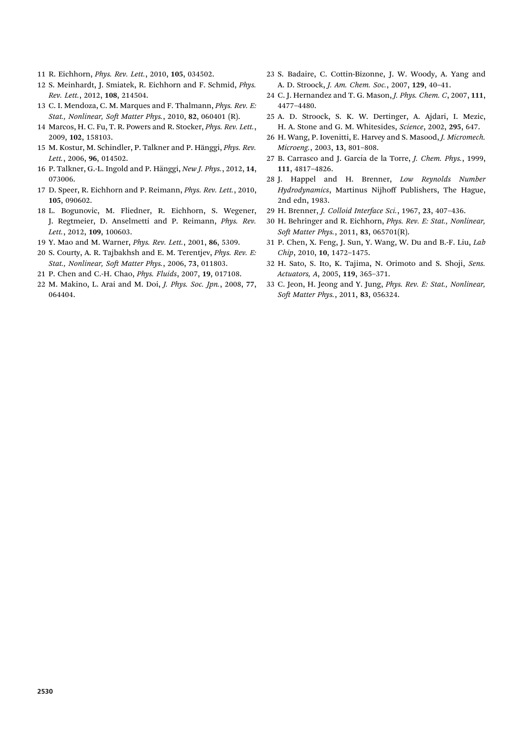11 R. Eichhorn, *Phys. Rev. Lett.*, 2010, **105**, 034502.

12 S. Meinhardt, J. Smiatek, R. Eichhorn and F. Schmid, *Phys. Rev. Lett.*, 2012, **108**, 214504.

13 C. I. Mendoza, C. M. Marques and F. Thalmann, *Phys. Rev. E: Stat., Nonlinear, Soft Matter Phys.*, 2010, **82**, 060401 (R).

14 Marcos, H. C. Fu, T. R. Powers and R. Stocker, *Phys. Rev. Lett.*, 2009, **102**, 158103.

15 M. Kostur, M. Schindler, P. Talkner and P. Hänggi, *Phys. Rev. Lett.*, 2006, **96**, 014502.

16 P. Talkner, G.-L. Ingold and P. Hänggi, *New J. Phys.*, 2012, **14**, 073006.

17 D. Speer, R. Eichhorn and P. Reimann, *Phys. Rev. Lett.*, 2010, **105**, 090602.

18 L. Bogunovic, M. Fliedner, R. Eichhorn, S. Wegener, J. Regtmeier, D. Anselmetti and P. Reimann, *Phys. Rev. Lett.*, 2012, **109**, 100603.

19 Y. Mao and M. Warner, *Phys. Rev. Lett.*, 2001, **86**, 5309.

20 S. Courty, A. R. Tajbakhsh and E. M. Terentjev, *Phys. Rev. E: Stat., Nonlinear, Soft Matter Phys.*, 2006, **73**, 011803.

21 P. Chen and C.-H. Chao, *Phys. Fluids*, 2007, **19**, 017108.

22 M. Makino, L. Arai and M. Doi, *J. Phys. Soc. Jpn.*, 2008, **77**, 064404.

23 S. Badaire, C. Cottin-Bizonne, J. W. Woody, A. Yang and A. D. Stroock, *J. Am. Chem. Soc.*, 2007, **129**, 40–41.

24 C. J. Hernandez and T. G. Mason, *J. Phys. Chem. C*, 2007, **111**, 4477–4480.

25 A. D. Stroock, S. K. W. Dertinger, A. Ajdari, I. Mezic, H. A. Stone and G. M. Whitesides, *Science*, 2002, **295**, 647.

26 H. Wang, P. Iovenitti, E. Harvey and S. Masood, *J. Micromech. Microeng.*, 2003, **13**, 801–808.

27 B. Carrasco and J. García de la Torre, *J. Chem. Phys.*, 1999, **111**, 4817–4826.

28 J. Happel and H. Brenner, *Low Reynolds Number Hydrodynamics*, Martinus Nijhoff Publishers, The Hague, 2nd edn, 1983.

29 H. Brenner, *J. Colloid Interface Sci.*, 1967, **23**, 407–436.

30 H. Behringer and R. Eichhorn, *Phys. Rev. E: Stat., Nonlinear, Soft Matter Phys.*, 2011, **83**, 065701(R).

31 P. Chen, X. Feng, J. Sun, Y. Wang, W. Du and B.-F. Liu, *Lab Chip*, 2010, **10**, 1472–1475.

32 H. Sato, S. Ito, K. Tajima, N. Orimoto and S. Shoji, *Sens. Actuators, A*, 2005, **119**, 365–371.

33 C. Jeon, H. Jeong and Y. Jung, *Phys. Rev. E: Stat., Nonlinear, Soft Matter Phys.*, 2011, **83**, 056324.